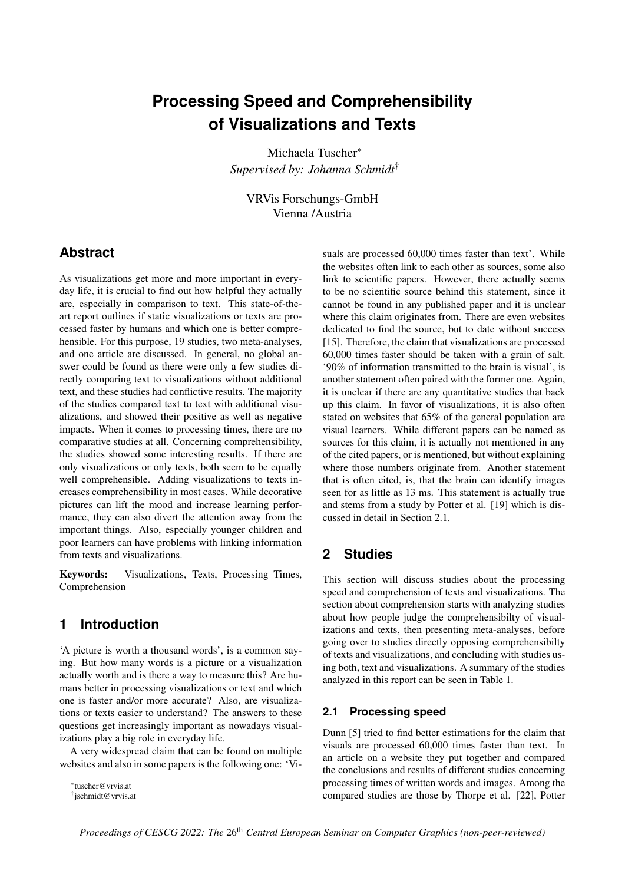# Processing Speed and Comprehensibility of Visualizations and Texts

Michaela Tuscher*
*Supervised by: Johanna Schmidt*†

VRVis Forschungs-GmbH
Vienna /Austria

## Abstract

As visualizations get more and more important in everyday life, it is crucial to find out how helpful they actually are, especially in comparison to text. This state-of-the-art report outlines if static visualizations or texts are processed faster by humans and which one is better comprehensible. For this purpose, 19 studies, two meta-analyses, and one article are discussed. In general, no global answer could be found as there were only a few studies directly comparing text to visualizations without additional text, and these studies had conflictive results. The majority of the studies compared text to text with additional visualizations, and showed their positive as well as negative impacts. When it comes to processing times, there are no comparative studies at all. Concerning comprehensibility, the studies showed some interesting results. If there are only visualizations or only texts, both seem to be equally well comprehensible. Adding visualizations to texts increases comprehensibility in most cases. While decorative pictures can lift the mood and increase learning performance, they can also divert the attention away from the important things. Also, especially younger children and poor learners can have problems with linking information from texts and visualizations.

**Keywords:** Visualizations, Texts, Processing Times, Comprehension

## 1 Introduction

'A picture is worth a thousand words', is a common saying. But how many words is a picture or a visualization actually worth and is there a way to measure this? Are humans better in processing visualizations or text and which one is faster and/or more accurate? Also, are visualizations or texts easier to understand? The answers to these questions get increasingly important as nowadays visualizations play a big role in everyday life.

A very widespread claim that can be found on multiple websites and also in some papers is the following one: 'Visuals are processed 60,000 times faster than text'. While the websites often link to each other as sources, some also link to scientific papers. However, there actually seems to be no scientific source behind this statement, since it cannot be found in any published paper and it is unclear where this claim originates from. There are even websites dedicated to find the source, but to date without success [15]. Therefore, the claim that visualizations are processed 60,000 times faster should be taken with a grain of salt. '90% of information transmitted to the brain is visual', is another statement often paired with the former one. Again, it is unclear if there are any quantitative studies that back up this claim. In favor of visualizations, it is also often stated on websites that 65% of the general population are visual learners. While different papers can be named as sources for this claim, it is actually not mentioned in any of the cited papers, or is mentioned, but without explaining where those numbers originate from. Another statement that is often cited, is, that the brain can identify images seen for as little as 13 ms. This statement is actually true and stems from a study by Potter et al. [19] which is discussed in detail in Section 2.1.

## 2 Studies

This section will discuss studies about the processing speed and comprehension of texts and visualizations. The section about comprehension starts with analyzing studies about how people judge the comprehensibilty of visualizations and texts, then presenting meta-analyses, before going over to studies directly opposing comprehensibilty of texts and visualizations, and concluding with studies using both, text and visualizations. A summary of the studies analyzed in this report can be seen in Table 1.

### 2.1 Processing speed

Dunn [5] tried to find better estimations for the claim that visuals are processed 60,000 times faster than text. In an article on a website they put together and compared the conclusions and results of different studies concerning processing times of written words and images. Among the compared studies are those by Thorpe et al. [22], Potter

*tuscher@vrvis.at
†jschmidt@vrvis.at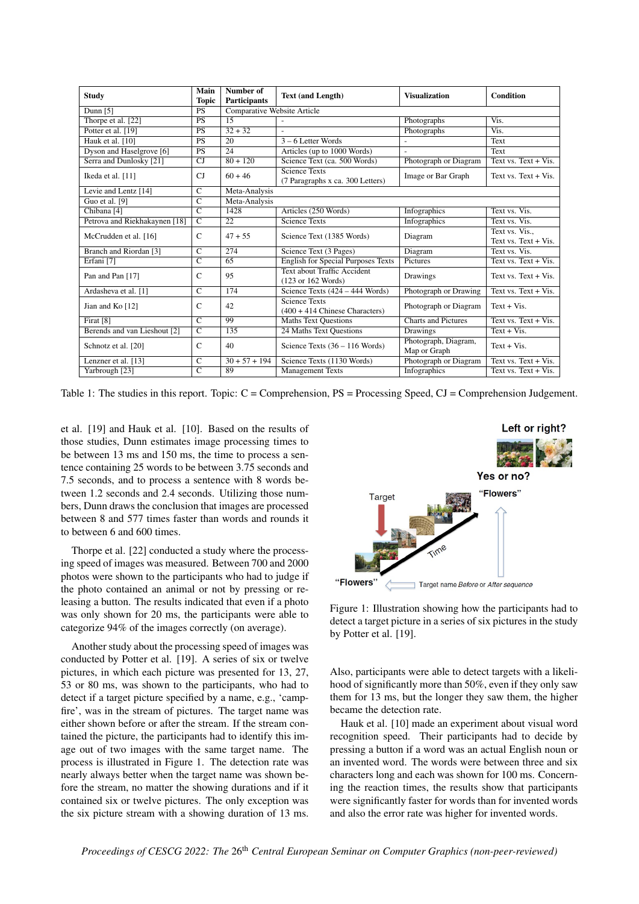| Study | Main Topic | Number of Participants | Text (and Length) | Visualization | Condition |
|---|---|---|---|---|---|
| Dunn [5] | PS | Comparative Website Article | | | |
| Thorpe et al. [22] | PS | 15 | - | Photographs | Vis. |
| Potter et al. [19] | PS | 32 + 32 | - | Photographs | Vis. |
| Hauk et al. [10] | PS | 20 | 3 – 6 Letter Words | - | Text |
| Dyson and Haselgrove [6] | PS | 24 | Articles (up to 1000 Words) | - | Text |
| Serra and Dunlosky [21] | CJ | 80 + 120 | Science Text (ca. 500 Words) | Photograph or Diagram | Text vs. Text + Vis. |
| Ikeda et al. [11] | CJ | 60 + 46 | Science Texts (7 Paragraphs x ca. 300 Letters) | Image or Bar Graph | Text vs. Text + Vis. |
| Levie and Lentz [14] | C | Meta-Analysis | | | |
| Guo et al. [9] | C | Meta-Analysis | | | |
| Chibana [4] | C | 1428 | Articles (250 Words) | Infographics | Text vs. Vis. |
| Petrova and Riekhakaynen [18] | C | 22 | Science Texts | Infographics | Text vs. Vis. |
| McCrudden et al. [16] | C | 47 + 55 | Science Text (1385 Words) | Diagram | Text vs. Vis., Text vs. Text + Vis. |
| Branch and Riordan [3] | C | 274 | Science Text (3 Pages) | Diagram | Text vs. Vis. |
| Erfani [7] | C | 65 | English for Special Purposes Texts | Pictures | Text vs. Text + Vis. |
| Pan and Pan [17] | C | 95 | Text about Traffic Accident (123 or 162 Words) | Drawings | Text vs. Text + Vis. |
| Ardasheva et al. [1] | C | 174 | Science Texts (424 – 444 Words) | Photograph or Drawing | Text vs. Text + Vis. |
| Jian and Ko [12] | C | 42 | Science Texts (400 + 414 Chinese Characters) | Photograph or Diagram | Text + Vis. |
| Firat [8] | C | 99 | Maths Text Questions | Charts and Pictures | Text vs. Text + Vis. |
| Berends and van Lieshout [2] | C | 135 | 24 Maths Text Questions | Drawings | Text + Vis. |
| Schnotz et al. [20] | C | 40 | Science Texts (36 – 116 Words) | Photograph, Diagram, Map or Graph | Text + Vis. |
| Lenzner et al. [13] | C | 30 + 57 + 194 | Science Texts (1130 Words) | Photograph or Diagram | Text vs. Text + Vis. |
| Yarbrough [23] | C | 89 | Management Texts | Infographics | Text vs. Text + Vis. |

Table 1: The studies in this report. Topic: C = Comprehension, PS = Processing Speed, CJ = Comprehension Judgement.

et al. [19] and Hauk et al. [10]. Based on the results of those studies, Dunn estimates image processing times to be between 13 ms and 150 ms, the time to process a sentence containing 25 words to be between 3.75 seconds and 7.5 seconds, and to process a sentence with 8 words between 1.2 seconds and 2.4 seconds. Utilizing those numbers, Dunn draws the conclusion that images are processed between 8 and 577 times faster than words and rounds it to between 6 and 600 times.

Thorpe et al. [22] conducted a study where the processing speed of images was measured. Between 700 and 2000 photos were shown to the participants who had to judge if the photo contained an animal or not by pressing or releasing a button. The results indicated that even if a photo was only shown for 20 ms, the participants were able to categorize 94% of the images correctly (on average).

Another study about the processing speed of images was conducted by Potter et al. [19]. A series of six or twelve pictures, in which each picture was presented for 13, 27, 53 or 80 ms, was shown to the participants, who had to detect if a target picture specified by a name, e.g., 'campfire', was in the stream of pictures. The target name was either shown before or after the stream. If the stream contained the picture, the participants had to identify this image out of two images with the same target name. The process is illustrated in Figure 1. The detection rate was nearly always better when the target name was shown before the stream, no matter the showing durations and if it contained six or twelve pictures. The only exception was the six picture stream with a showing duration of 13 ms.

Figure 1: Illustration showing how the participants had to detect a target picture in a series of six pictures in the study by Potter et al. [19].

Also, participants were able to detect targets with a likelihood of significantly more than 50%, even if they only saw them for 13 ms, but the longer they saw them, the higher became the detection rate.

Hauk et al. [10] made an experiment about visual word recognition speed. Their participants had to decide by pressing a button if a word was an actual English noun or an invented word. The words were between three and six characters long and each was shown for 100 ms. Concerning the reaction times, the results show that participants were significantly faster for words than for invented words and also the error rate was higher for invented words.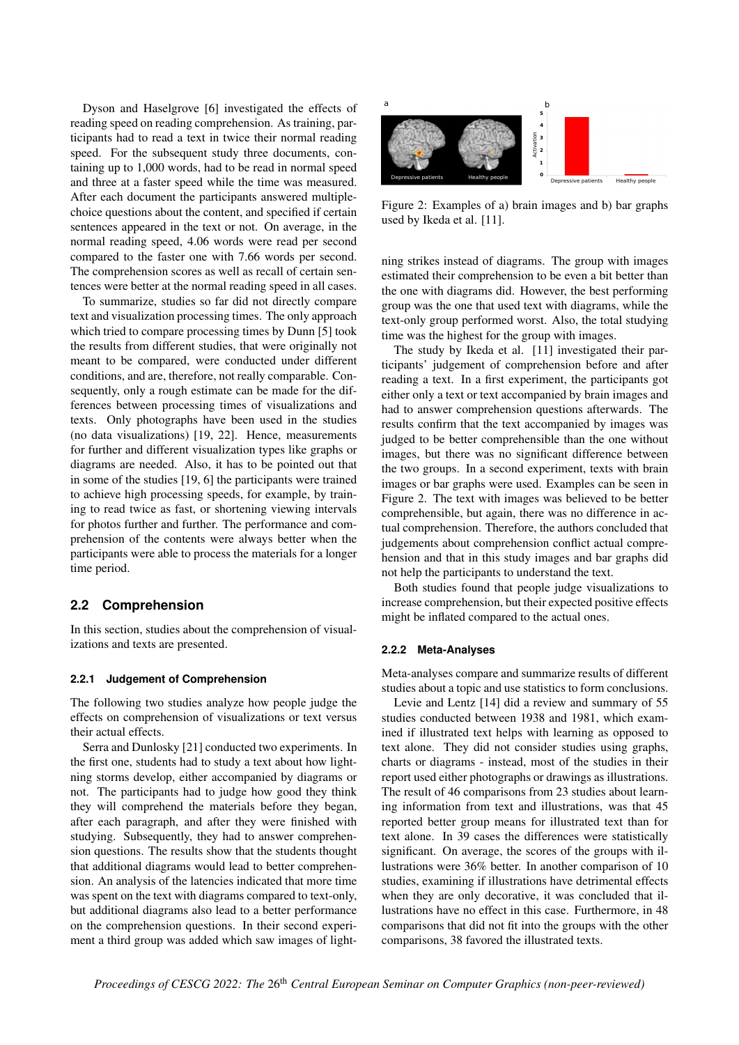Dyson and Haselgrove [6] investigated the effects of reading speed on reading comprehension. As training, participants had to read a text in twice their normal reading speed. For the subsequent study three documents, containing up to 1,000 words, had to be read in normal speed and three at a faster speed while the time was measured. After each document the participants answered multiple-choice questions about the content, and specified if certain sentences appeared in the text or not. On average, in the normal reading speed, 4.06 words were read per second compared to the faster one with 7.66 words per second. The comprehension scores as well as recall of certain sentences were better at the normal reading speed in all cases.

To summarize, studies so far did not directly compare text and visualization processing times. The only approach which tried to compare processing times by Dunn [5] took the results from different studies, that were originally not meant to be compared, were conducted under different conditions, and are, therefore, not really comparable. Consequently, only a rough estimate can be made for the differences between processing times of visualizations and texts. Only photographs have been used in the studies (no data visualizations) [19, 22]. Hence, measurements for further and different visualization types like graphs or diagrams are needed. Also, it has to be pointed out that in some of the studies [19, 6] the participants were trained to achieve high processing speeds, for example, by training to read twice as fast, or shortening viewing intervals for photos further and further. The performance and comprehension of the contents were always better when the participants were able to process the materials for a longer time period.

## 2.2 Comprehension

In this section, studies about the comprehension of visualizations and texts are presented.

### 2.2.1 Judgement of Comprehension

The following two studies analyze how people judge the effects on comprehension of visualizations or text versus their actual effects.

Serra and Dunlosky [21] conducted two experiments. In the first one, students had to study a text about how lightning storms develop, either accompanied by diagrams or not. The participants had to judge how good they think they will comprehend the materials before they began, after each paragraph, and after they were finished with studying. Subsequently, they had to answer comprehension questions. The results show that the students thought that additional diagrams would lead to better comprehension. An analysis of the latencies indicated that more time was spent on the text with diagrams compared to text-only, but additional diagrams also lead to a better performance on the comprehension questions. In their second experiment a third group was added which saw images of lightning strikes instead of diagrams. The group with images estimated their comprehension to be even a bit better than the one with diagrams did. However, the best performing group was the one that used text with diagrams, while the text-only group performed worst. Also, the total studying time was the highest for the group with images.

Figure 2: Examples of a) brain images and b) bar graphs used by Ikeda et al. [11].

The study by Ikeda et al. [11] investigated their participants' judgement of comprehension before and after reading a text. In a first experiment, the participants got either only a text or text accompanied by brain images and had to answer comprehension questions afterwards. The results confirm that the text accompanied by images was judged to be better comprehensible than the one without images, but there was no significant difference between the two groups. In a second experiment, texts with brain images or bar graphs were used. Examples can be seen in Figure 2. The text with images was believed to be better comprehensible, but again, there was no difference in actual comprehension. Therefore, the authors concluded that judgements about comprehension conflict actual comprehension and that in this study images and bar graphs did not help the participants to understand the text.

Both studies found that people judge visualizations to increase comprehension, but their expected positive effects might be inflated compared to the actual ones.

### 2.2.2 Meta-Analyses

Meta-analyses compare and summarize results of different studies about a topic and use statistics to form conclusions.

Levie and Lentz [14] did a review and summary of 55 studies conducted between 1938 and 1981, which examined if illustrated text helps with learning as opposed to text alone. They did not consider studies using graphs, charts or diagrams - instead, most of the studies in their report used either photographs or drawings as illustrations. The result of 46 comparisons from 23 studies about learning information from text and illustrations, was that 45 reported better group means for illustrated text than for text alone. In 39 cases the differences were statistically significant. On average, the scores of the groups with illustrations were 36% better. In another comparison of 10 studies, examining if illustrations have detrimental effects when they are only decorative, it was concluded that illustrations have no effect in this case. Furthermore, in 48 comparisons that did not fit into the groups with the other comparisons, 38 favored the illustrated texts.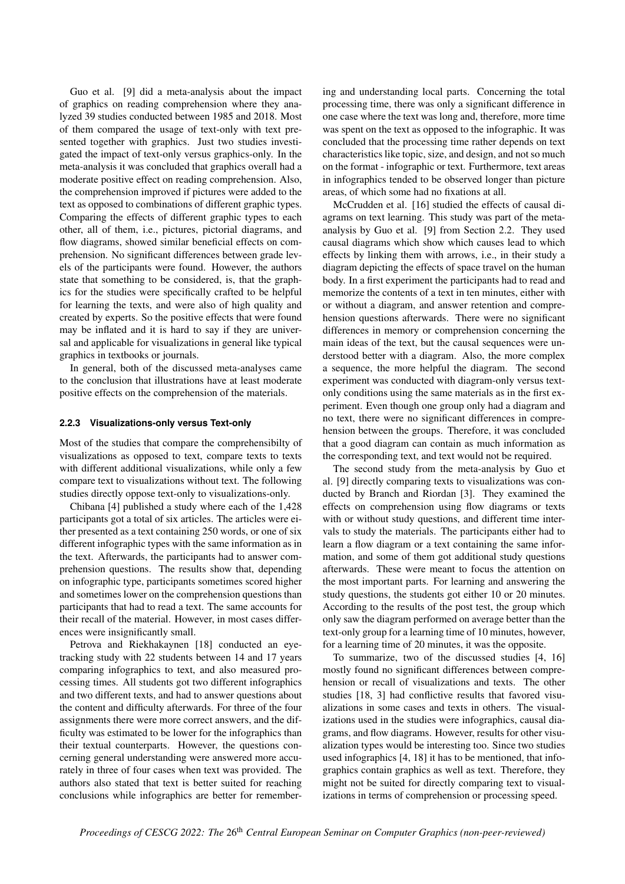Guo et al. [9] did a meta-analysis about the impact of graphics on reading comprehension where they analyzed 39 studies conducted between 1985 and 2018. Most of them compared the usage of text-only with text presented together with graphics. Just two studies investigated the impact of text-only versus graphics-only. In the meta-analysis it was concluded that graphics overall had a moderate positive effect on reading comprehension. Also, the comprehension improved if pictures were added to the text as opposed to combinations of different graphic types. Comparing the effects of different graphic types to each other, all of them, i.e., pictures, pictorial diagrams, and flow diagrams, showed similar beneficial effects on comprehension. No significant differences between grade levels of the participants were found. However, the authors state that something to be considered, is, that the graphics for the studies were specifically crafted to be helpful for learning the texts, and were also of high quality and created by experts. So the positive effects that were found may be inflated and it is hard to say if they are universal and applicable for visualizations in general like typical graphics in textbooks or journals.

In general, both of the discussed meta-analyses came to the conclusion that illustrations have at least moderate positive effects on the comprehension of the materials.

#### 2.2.3 Visualizations-only versus Text-only

Most of the studies that compare the comprehensibilty of visualizations as opposed to text, compare texts to texts with different additional visualizations, while only a few compare text to visualizations without text. The following studies directly oppose text-only to visualizations-only.

Chibana [4] published a study where each of the 1,428 participants got a total of six articles. The articles were either presented as a text containing 250 words, or one of six different infographic types with the same information as in the text. Afterwards, the participants had to answer comprehension questions. The results show that, depending on infographic type, participants sometimes scored higher and sometimes lower on the comprehension questions than participants that had to read a text. The same accounts for their recall of the material. However, in most cases differences were insignificantly small.

Petrova and Riekhakaynen [18] conducted an eye-tracking study with 22 students between 14 and 17 years comparing infographics to text, and also measured processing times. All students got two different infographics and two different texts, and had to answer questions about the content and difficulty afterwards. For three of the four assignments there were more correct answers, and the difficulty was estimated to be lower for the infographics than their textual counterparts. However, the questions concerning general understanding were answered more accurately in three of four cases when text was provided. The authors also stated that text is better suited for reaching conclusions while infographics are better for remembering and understanding local parts. Concerning the total processing time, there was only a significant difference in one case where the text was long and, therefore, more time was spent on the text as opposed to the infographic. It was concluded that the processing time rather depends on text characteristics like topic, size, and design, and not so much on the format - infographic or text. Furthermore, text areas in infographics tended to be observed longer than picture areas, of which some had no fixations at all.

McCrudden et al. [16] studied the effects of causal diagrams on text learning. This study was part of the meta-analysis by Guo et al. [9] from Section 2.2. They used causal diagrams which show which causes lead to which effects by linking them with arrows, i.e., in their study a diagram depicting the effects of space travel on the human body. In a first experiment the participants had to read and memorize the contents of a text in ten minutes, either with or without a diagram, and answer retention and comprehension questions afterwards. There were no significant differences in memory or comprehension concerning the main ideas of the text, but the causal sequences were understood better with a diagram. Also, the more complex a sequence, the more helpful the diagram. The second experiment was conducted with diagram-only versus text-only conditions using the same materials as in the first experiment. Even though one group only had a diagram and no text, there were no significant differences in comprehension between the groups. Therefore, it was concluded that a good diagram can contain as much information as the corresponding text, and text would not be required.

The second study from the meta-analysis by Guo et al. [9] directly comparing texts to visualizations was conducted by Branch and Riordan [3]. They examined the effects on comprehension using flow diagrams or texts with or without study questions, and different time intervals to study the materials. The participants either had to learn a flow diagram or a text containing the same information, and some of them got additional study questions afterwards. These were meant to focus the attention on the most important parts. For learning and answering the study questions, the students got either 10 or 20 minutes. According to the results of the post test, the group which only saw the diagram performed on average better than the text-only group for a learning time of 10 minutes, however, for a learning time of 20 minutes, it was the opposite.

To summarize, two of the discussed studies [4, 16] mostly found no significant differences between comprehension or recall of visualizations and texts. The other studies [18, 3] had conflictive results that favored visualizations in some cases and texts in others. The visualizations used in the studies were infographics, causal diagrams, and flow diagrams. However, results for other visualization types would be interesting too. Since two studies used infographics [4, 18] it has to be mentioned, that infographics contain graphics as well as text. Therefore, they might not be suited for directly comparing text to visualizations in terms of comprehension or processing speed.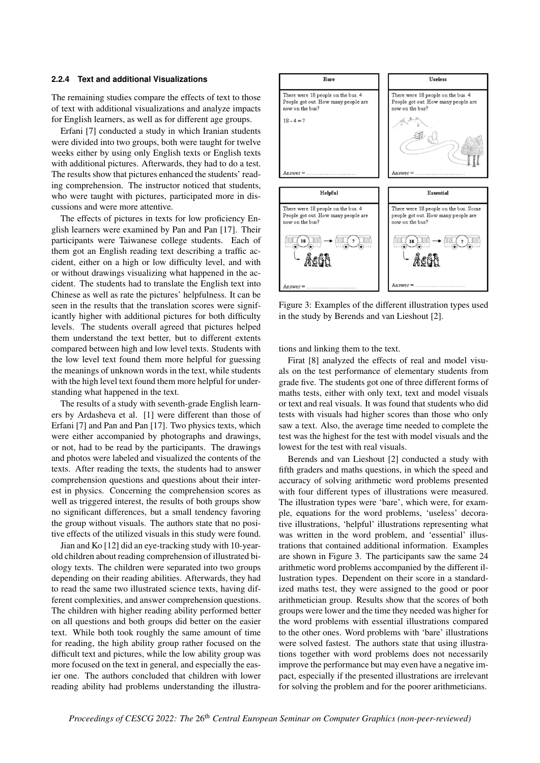#### 2.2.4 Text and additional Visualizations

The remaining studies compare the effects of text to those of text with additional visualizations and analyze impacts for English learners, as well as for different age groups.

Erfani [7] conducted a study in which Iranian students were divided into two groups, both were taught for twelve weeks either by using only English texts or English texts with additional pictures. Afterwards, they had to do a test. The results show that pictures enhanced the students' reading comprehension. The instructor noticed that students, who were taught with pictures, participated more in discussions and were more attentive.

The effects of pictures in texts for low proficiency English learners were examined by Pan and Pan [17]. Their participants were Taiwanese college students. Each of them got an English reading text describing a traffic accident, either on a high or low difficulty level, and with or without drawings visualizing what happened in the accident. The students had to translate the English text into Chinese as well as rate the pictures' helpfulness. It can be seen in the results that the translation scores were significantly higher with additional pictures for both difficulty levels. The students overall agreed that pictures helped them understand the text better, but to different extents compared between high and low level texts. Students with the low level text found them more helpful for guessing the meanings of unknown words in the text, while students with the high level text found them more helpful for understanding what happened in the text.

The results of a study with seventh-grade English learners by Ardasheva et al. [1] were different than those of Erfani [7] and Pan and Pan [17]. Two physics texts, which were either accompanied by photographs and drawings, or not, had to be read by the participants. The drawings and photos were labeled and visualized the contents of the texts. After reading the texts, the students had to answer comprehension questions and questions about their interest in physics. Concerning the comprehension scores as well as triggered interest, the results of both groups show no significant differences, but a small tendency favoring the group without visuals. The authors state that no positive effects of the utilized visuals in this study were found.

Jian and Ko [12] did an eye-tracking study with 10-year-old children about reading comprehension of illustrated biology texts. The children were separated into two groups depending on their reading abilities. Afterwards, they had to read the same two illustrated science texts, having different complexities, and answer comprehension questions. The children with higher reading ability performed better on all questions and both groups did better on the easier text. While both took roughly the same amount of time for reading, the high ability group rather focused on the difficult text and pictures, while the low ability group was more focused on the text in general, and especially the easier one. The authors concluded that children with lower reading ability had problems understanding the illustrations and linking them to the text.

Figure 3: Examples of the different illustration types used in the study by Berends and van Lieshout [2].

Firat [8] analyzed the effects of real and model visuals on the test performance of elementary students from grade five. The students got one of three different forms of maths tests, either with only text, text and model visuals or text and real visuals. It was found that students who did tests with visuals had higher scores than those who only saw a text. Also, the average time needed to complete the test was the highest for the test with model visuals and the lowest for the test with real visuals.

Berends and van Lieshout [2] conducted a study with fifth graders and maths questions, in which the speed and accuracy of solving arithmetic word problems presented with four different types of illustrations were measured. The illustration types were 'bare', which were, for example, equations for the word problems, 'useless' decorative illustrations, 'helpful' illustrations representing what was written in the word problem, and 'essential' illustrations that contained additional information. Examples are shown in Figure 3. The participants saw the same 24 arithmetic word problems accompanied by the different illustration types. Dependent on their score in a standardized maths test, they were assigned to the good or poor arithmetician group. Results show that the scores of both groups were lower and the time they needed was higher for the word problems with essential illustrations compared to the other ones. Word problems with 'bare' illustrations were solved fastest. The authors state that using illustrations together with word problems does not necessarily improve the performance but may even have a negative impact, especially if the presented illustrations are irrelevant for solving the problem and for the poorer arithmeticians.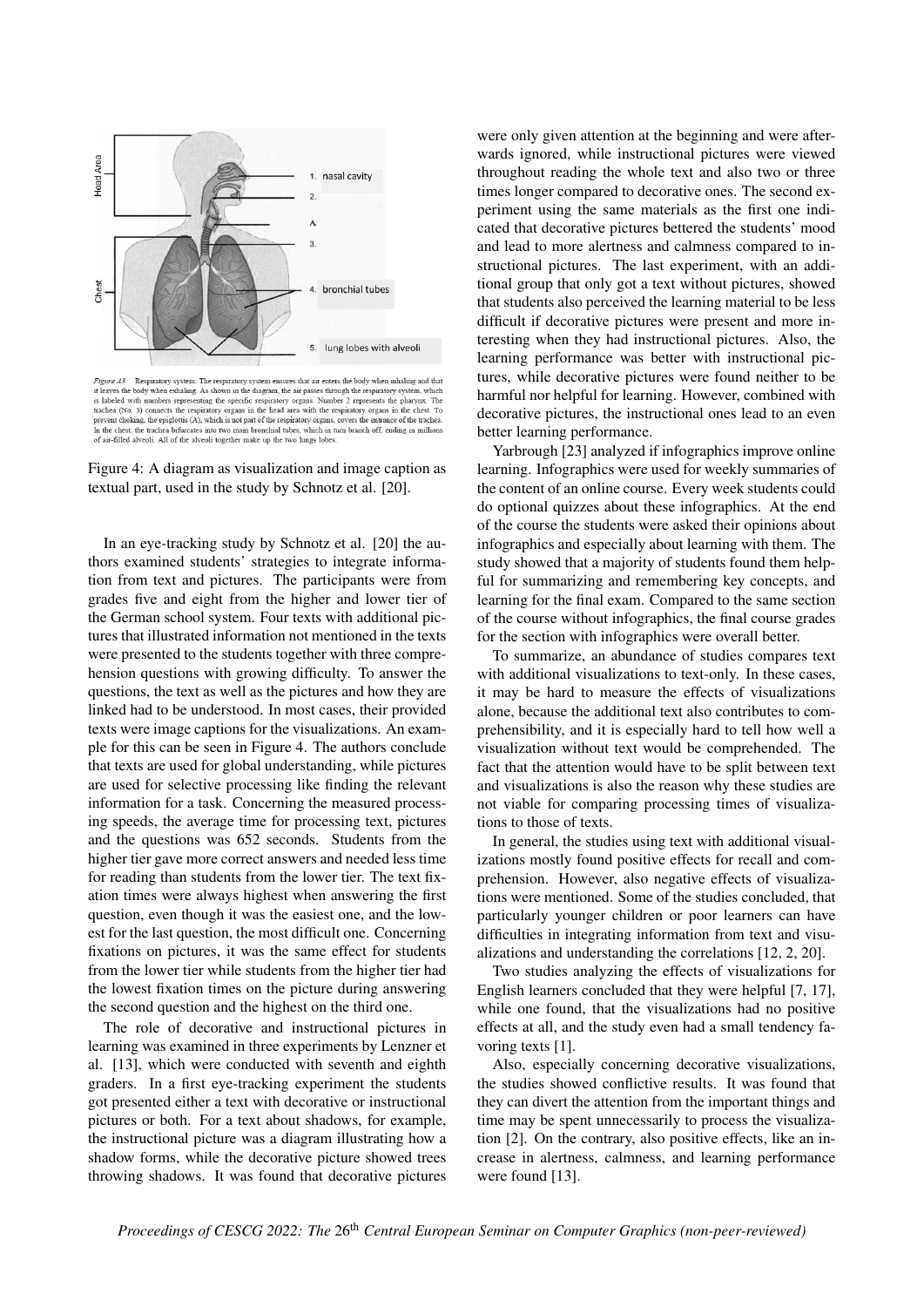Figure 4: A diagram as visualization and image caption as textual part, used in the study by Schnotz et al. [20].

In an eye-tracking study by Schnotz et al. [20] the authors examined students' strategies to integrate information from text and pictures. The participants were from grades five and eight from the higher and lower tier of the German school system. Four texts with additional pictures that illustrated information not mentioned in the texts were presented to the students together with three comprehension questions with growing difficulty. To answer the questions, the text as well as the pictures and how they are linked had to be understood. In most cases, their provided texts were image captions for the visualizations. An example for this can be seen in Figure 4. The authors conclude that texts are used for global understanding, while pictures are used for selective processing like finding the relevant information for a task. Concerning the measured processing speeds, the average time for processing text, pictures and the questions was 652 seconds. Students from the higher tier gave more correct answers and needed less time for reading than students from the lower tier. The text fixation times were always highest when answering the first question, even though it was the easiest one, and the lowest for the last question, the most difficult one. Concerning fixations on pictures, it was the same effect for students from the lower tier while students from the higher tier had the lowest fixation times on the picture during answering the second question and the highest on the third one.

The role of decorative and instructional pictures in learning was examined in three experiments by Lenzner et al. [13], which were conducted with seventh and eighth graders. In a first eye-tracking experiment the students got presented either a text with decorative or instructional pictures or both. For a text about shadows, for example, the instructional picture was a diagram illustrating how a shadow forms, while the decorative picture showed trees throwing shadows. It was found that decorative pictures were only given attention at the beginning and were afterwards ignored, while instructional pictures were viewed throughout reading the whole text and also two or three times longer compared to decorative ones. The second experiment using the same materials as the first one indicated that decorative pictures bettered the students' mood and lead to more alertness and calmness compared to instructional pictures. The last experiment, with an additional group that only got a text without pictures, showed that students also perceived the learning material to be less difficult if decorative pictures were present and more interesting when they had instructional pictures. Also, the learning performance was better with instructional pictures, while decorative pictures were found neither to be harmful nor helpful for learning. However, combined with decorative pictures, the instructional ones lead to an even better learning performance.

Yarbrough [23] analyzed if infographics improve online learning. Infographics were used for weekly summaries of the content of an online course. Every week students could do optional quizzes about these infographics. At the end of the course the students were asked their opinions about infographics and especially about learning with them. The study showed that a majority of students found them helpful for summarizing and remembering key concepts, and learning for the final exam. Compared to the same section of the course without infographics, the final course grades for the section with infographics were overall better.

To summarize, an abundance of studies compares text with additional visualizations to text-only. In these cases, it may be hard to measure the effects of visualizations alone, because the additional text also contributes to comprehensibility, and it is especially hard to tell how well a visualization without text would be comprehended. The fact that the attention would have to be split between text and visualizations is also the reason why these studies are not viable for comparing processing times of visualizations to those of texts.

In general, the studies using text with additional visualizations mostly found positive effects for recall and comprehension. However, also negative effects of visualizations were mentioned. Some of the studies concluded, that particularly younger children or poor learners can have difficulties in integrating information from text and visualizations and understanding the correlations [12, 2, 20].

Two studies analyzing the effects of visualizations for English learners concluded that they were helpful [7, 17], while one found, that the visualizations had no positive effects at all, and the study even had a small tendency favoring texts [1].

Also, especially concerning decorative visualizations, the studies showed conflictive results. It was found that they can divert the attention from the important things and time may be spent unnecessarily to process the visualization [2]. On the contrary, also positive effects, like an increase in alertness, calmness, and learning performance were found [13].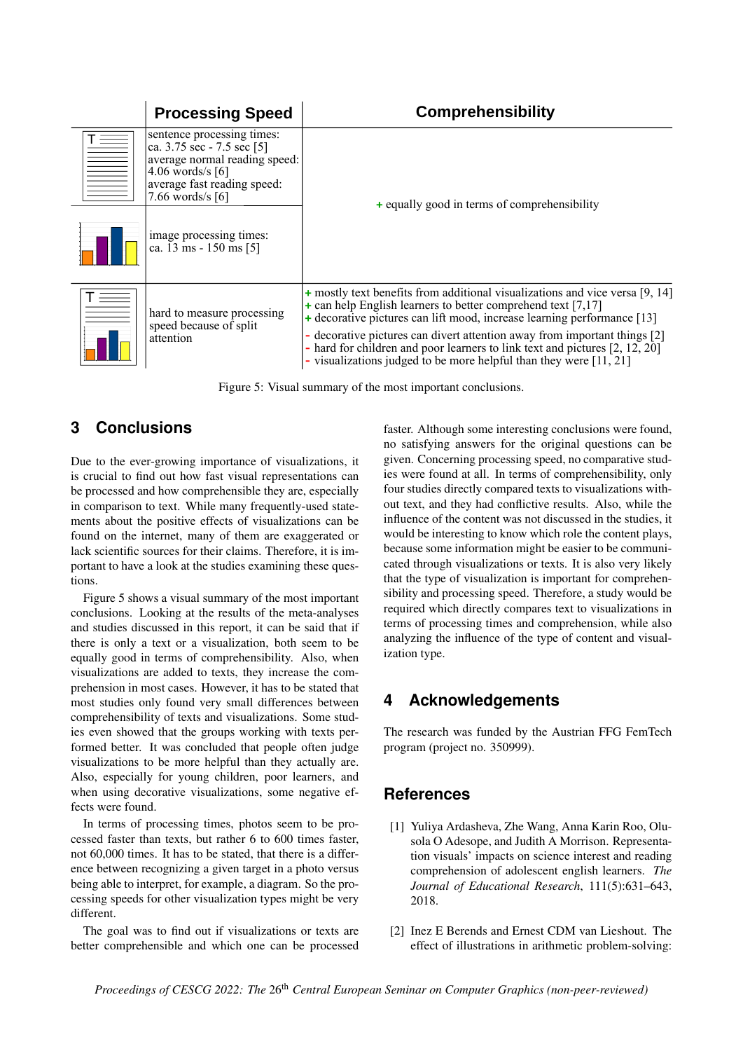| | Processing Speed | Comprehensibility |
|---|---|---|
| T (text) | sentence processing times: ca. 3.75 sec - 7.5 sec [5] average normal reading speed: 4.06 words/s [6] average fast reading speed: 7.66 words/s [6] | + equally good in terms of comprehensibility |
| (visualization) | image processing times: ca. 13 ms - 150 ms [5] | |
| T (text + visualization) | hard to measure processing speed because of split attention | + mostly text benefits from additional visualizations and vice versa [9, 14] + can help English learners to better comprehend text [7,17] + decorative pictures can lift mood, increase learning performance [13] - decorative pictures can divert attention away from important things [2] - hard for children and poor learners to link text and pictures [2, 12, 20] - visualizations judged to be more helpful than they were [11, 21] |

Figure 5: Visual summary of the most important conclusions.

## 3 Conclusions

Due to the ever-growing importance of visualizations, it is crucial to find out how fast visual representations can be processed and how comprehensible they are, especially in comparison to text. While many frequently-used statements about the positive effects of visualizations can be found on the internet, many of them are exaggerated or lack scientific sources for their claims. Therefore, it is important to have a look at the studies examining these questions.

Figure 5 shows a visual summary of the most important conclusions. Looking at the results of the meta-analyses and studies discussed in this report, it can be said that if there is only a text or a visualization, both seem to be equally good in terms of comprehensibility. Also, when visualizations are added to texts, they increase the comprehension in most cases. However, it has to be stated that most studies only found very small differences between comprehensibility of texts and visualizations. Some studies even showed that the groups working with texts performed better. It was concluded that people often judge visualizations to be more helpful than they actually are. Also, especially for young children, poor learners, and when using decorative visualizations, some negative effects were found.

In terms of processing times, photos seem to be processed faster than texts, but rather 6 to 600 times faster, not 60,000 times. It has to be stated, that there is a difference between recognizing a given target in a photo versus being able to interpret, for example, a diagram. So the processing speeds for other visualization types might be very different.

The goal was to find out if visualizations or texts are better comprehensible and which one can be processed faster. Although some interesting conclusions were found, no satisfying answers for the original questions can be given. Concerning processing speed, no comparative studies were found at all. In terms of comprehensibility, only four studies directly compared texts to visualizations without text, and they had conflictive results. Also, while the influence of the content was not discussed in the studies, it would be interesting to know which role the content plays, because some information might be easier to be communicated through visualizations or texts. It is also very likely that the type of visualization is important for comprehensibility and processing speed. Therefore, a study would be required which directly compares text to visualizations in terms of processing times and comprehension, while also analyzing the influence of the type of content and visualization type.

## 4 Acknowledgements

The research was funded by the Austrian FFG FemTech program (project no. 350999).

## References

[1] Yuliya Ardasheva, Zhe Wang, Anna Karin Roo, Olusola O Adesope, and Judith A Morrison. Representation visuals' impacts on science interest and reading comprehension of adolescent english learners. *The Journal of Educational Research*, 111(5):631–643, 2018.

[2] Inez E Berends and Ernest CDM van Lieshout. The effect of illustrations in arithmetic problem-solving: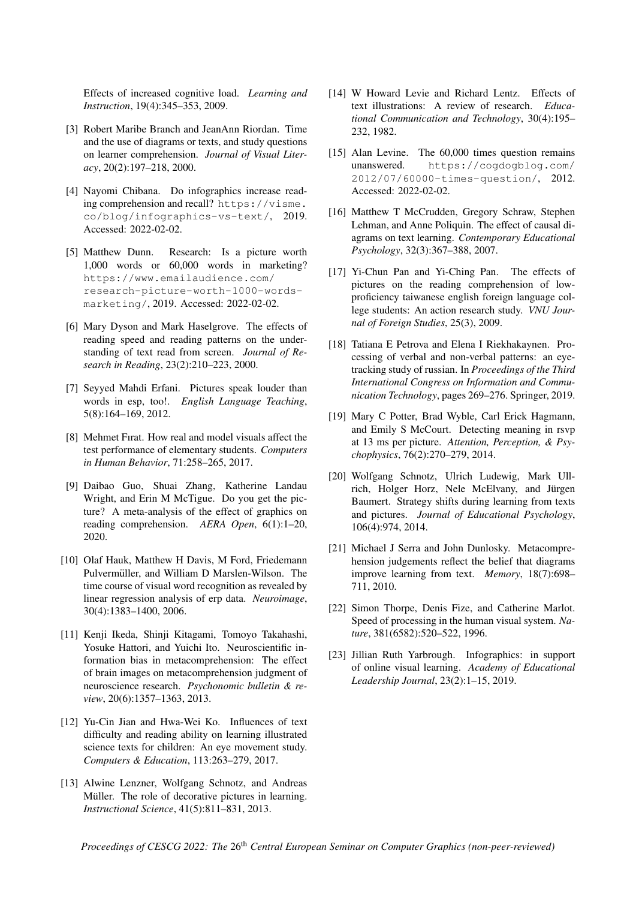Effects of increased cognitive load. *Learning and Instruction*, 19(4):345–353, 2009.

[3] Robert Maribe Branch and JeanAnn Riordan. Time and the use of diagrams or texts, and study questions on learner comprehension. *Journal of Visual Literacy*, 20(2):197–218, 2000.

[4] Nayomi Chibana. Do infographics increase reading comprehension and recall? https://visme.co/blog/infographics-vs-text/, 2019. Accessed: 2022-02-02.

[5] Matthew Dunn. Research: Is a picture worth 1,000 words or 60,000 words in marketing? https://www.emailaudience.com/research-picture-worth-1000-words-marketing/, 2019. Accessed: 2022-02-02.

[6] Mary Dyson and Mark Haselgrove. The effects of reading speed and reading patterns on the understanding of text read from screen. *Journal of Research in Reading*, 23(2):210–223, 2000.

[7] Seyyed Mahdi Erfani. Pictures speak louder than words in esp, too!. *English Language Teaching*, 5(8):164–169, 2012.

[8] Mehmet Fırat. How real and model visuals affect the test performance of elementary students. *Computers in Human Behavior*, 71:258–265, 2017.

[9] Daibao Guo, Shuai Zhang, Katherine Landau Wright, and Erin M McTigue. Do you get the picture? A meta-analysis of the effect of graphics on reading comprehension. *AERA Open*, 6(1):1–20, 2020.

[10] Olaf Hauk, Matthew H Davis, M Ford, Friedemann Pulvermüller, and William D Marslen-Wilson. The time course of visual word recognition as revealed by linear regression analysis of erp data. *Neuroimage*, 30(4):1383–1400, 2006.

[11] Kenji Ikeda, Shinji Kitagami, Tomoyo Takahashi, Yosuke Hattori, and Yuichi Ito. Neuroscientific information bias in metacomprehension: The effect of brain images on metacomprehension judgment of neuroscience research. *Psychonomic bulletin & review*, 20(6):1357–1363, 2013.

[12] Yu-Cin Jian and Hwa-Wei Ko. Influences of text difficulty and reading ability on learning illustrated science texts for children: An eye movement study. *Computers & Education*, 113:263–279, 2017.

[13] Alwine Lenzner, Wolfgang Schnotz, and Andreas Müller. The role of decorative pictures in learning. *Instructional Science*, 41(5):811–831, 2013.

[14] W Howard Levie and Richard Lentz. Effects of text illustrations: A review of research. *Educational Communication and Technology*, 30(4):195–232, 1982.

[15] Alan Levine. The 60,000 times question remains unanswered. https://cogdogblog.com/2012/07/60000-times-question/, 2012. Accessed: 2022-02-02.

[16] Matthew T McCrudden, Gregory Schraw, Stephen Lehman, and Anne Poliquin. The effect of causal diagrams on text learning. *Contemporary Educational Psychology*, 32(3):367–388, 2007.

[17] Yi-Chun Pan and Yi-Ching Pan. The effects of pictures on the reading comprehension of low-proficiency taiwanese english foreign language college students: An action research study. *VNU Journal of Foreign Studies*, 25(3), 2009.

[18] Tatiana E Petrova and Elena I Riekhakaynen. Processing of verbal and non-verbal patterns: an eye-tracking study of russian. In *Proceedings of the Third International Congress on Information and Communication Technology*, pages 269–276. Springer, 2019.

[19] Mary C Potter, Brad Wyble, Carl Erick Hagmann, and Emily S McCourt. Detecting meaning in rsvp at 13 ms per picture. *Attention, Perception, & Psychophysics*, 76(2):270–279, 2014.

[20] Wolfgang Schnotz, Ulrich Ludewig, Mark Ullrich, Holger Horz, Nele McElvany, and Jürgen Baumert. Strategy shifts during learning from texts and pictures. *Journal of Educational Psychology*, 106(4):974, 2014.

[21] Michael J Serra and John Dunlosky. Metacomprehension judgements reflect the belief that diagrams improve learning from text. *Memory*, 18(7):698–711, 2010.

[22] Simon Thorpe, Denis Fize, and Catherine Marlot. Speed of processing in the human visual system. *Nature*, 381(6582):520–522, 1996.

[23] Jillian Ruth Yarbrough. Infographics: in support of online visual learning. *Academy of Educational Leadership Journal*, 23(2):1–15, 2019.